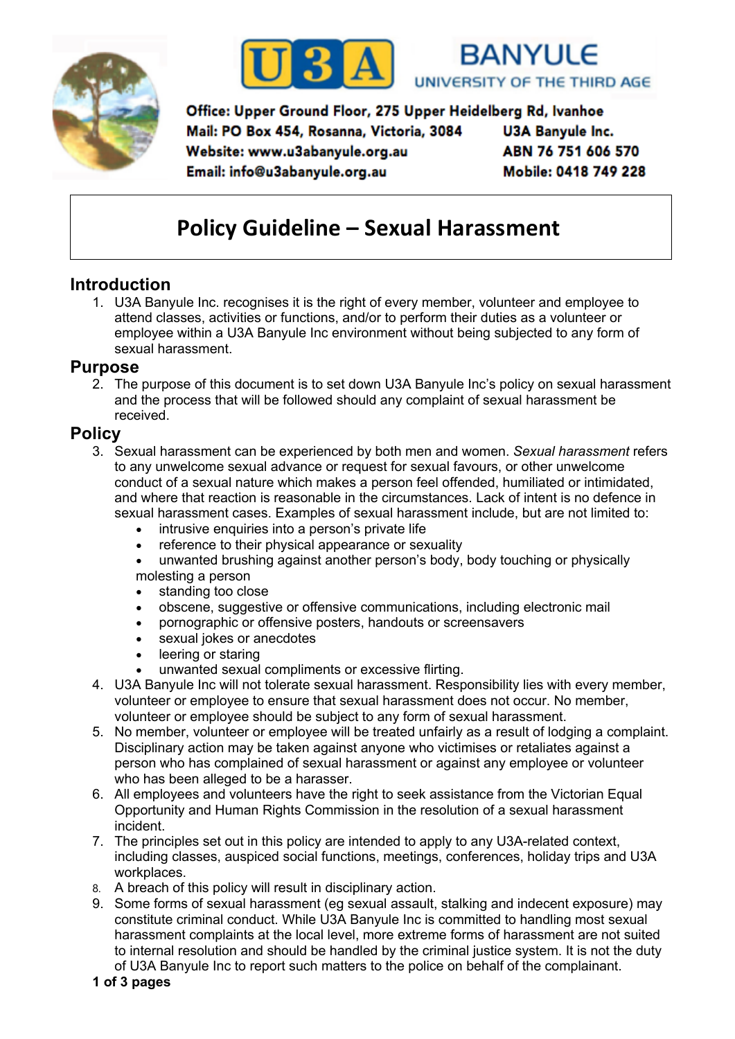U3A BANYULE
UNIVERSITY OF THE THIRD AGE

**Office: Upper Ground Floor, 275 Upper Heidelberg Rd, Ivanhoe**
**Mail: PO Box 454, Rosanna, Victoria, 3084**
**Website: www.u3abanyule.org.au**
**Email: info@u3abanyule.org.au**

**U3A Banyule Inc.**
**ABN 76 751 606 570**
**Mobile: 0418 749 228**

# Policy Guideline – Sexual Harassment

## Introduction

1. U3A Banyule Inc. recognises it is the right of every member, volunteer and employee to attend classes, activities or functions, and/or to perform their duties as a volunteer or employee within a U3A Banyule Inc environment without being subjected to any form of sexual harassment.

## Purpose

2. The purpose of this document is to set down U3A Banyule Inc's policy on sexual harassment and the process that will be followed should any complaint of sexual harassment be received.

## Policy

3. Sexual harassment can be experienced by both men and women. *Sexual harassment* refers to any unwelcome sexual advance or request for sexual favours, or other unwelcome conduct of a sexual nature which makes a person feel offended, humiliated or intimidated, and where that reaction is reasonable in the circumstances. Lack of intent is no defence in sexual harassment cases. Examples of sexual harassment include, but are not limited to:
   - intrusive enquiries into a person's private life
   - reference to their physical appearance or sexuality
   - unwanted brushing against another person's body, body touching or physically molesting a person
   - standing too close
   - obscene, suggestive or offensive communications, including electronic mail
   - pornographic or offensive posters, handouts or screensavers
   - sexual jokes or anecdotes
   - leering or staring
   - unwanted sexual compliments or excessive flirting.
4. U3A Banyule Inc will not tolerate sexual harassment. Responsibility lies with every member, volunteer or employee to ensure that sexual harassment does not occur. No member, volunteer or employee should be subject to any form of sexual harassment.
5. No member, volunteer or employee will be treated unfairly as a result of lodging a complaint. Disciplinary action may be taken against anyone who victimises or retaliates against a person who has complained of sexual harassment or against any employee or volunteer who has been alleged to be a harasser.
6. All employees and volunteers have the right to seek assistance from the Victorian Equal Opportunity and Human Rights Commission in the resolution of a sexual harassment incident.
7. The principles set out in this policy are intended to apply to any U3A-related context, including classes, auspiced social functions, meetings, conferences, holiday trips and U3A workplaces.
8. A breach of this policy will result in disciplinary action.
9. Some forms of sexual harassment (eg sexual assault, stalking and indecent exposure) may constitute criminal conduct. While U3A Banyule Inc is committed to handling most sexual harassment complaints at the local level, more extreme forms of harassment are not suited to internal resolution and should be handled by the criminal justice system. It is not the duty of U3A Banyule Inc to report such matters to the police on behalf of the complainant.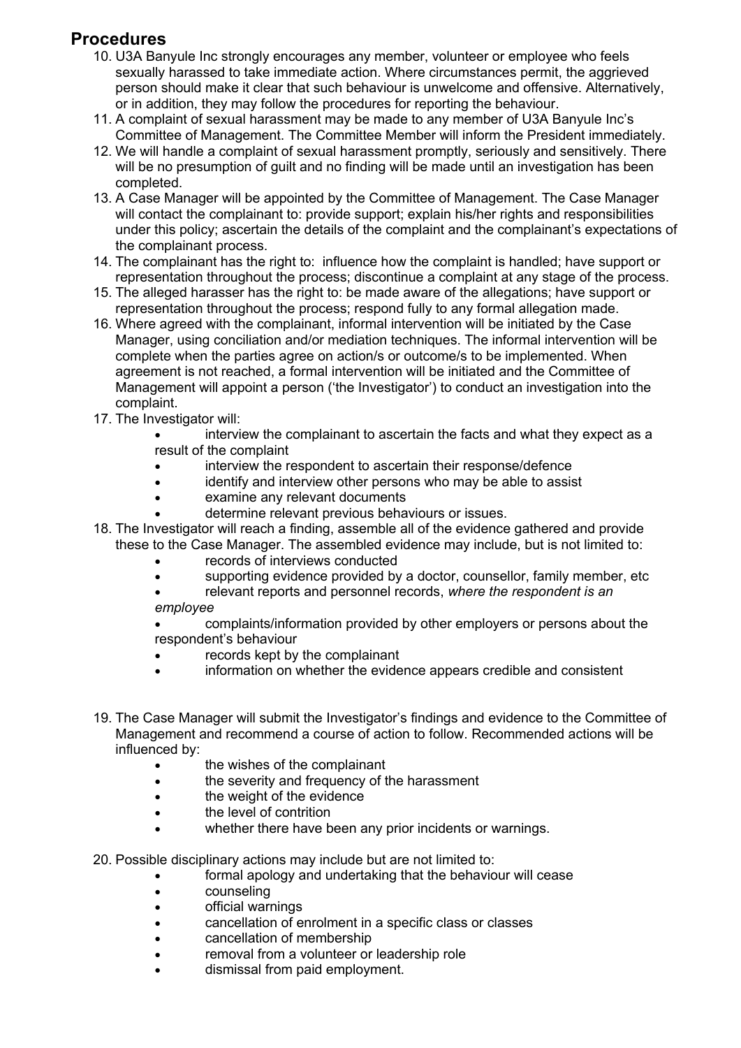## Procedures

10. U3A Banyule Inc strongly encourages any member, volunteer or employee who feels sexually harassed to take immediate action. Where circumstances permit, the aggrieved person should make it clear that such behaviour is unwelcome and offensive. Alternatively, or in addition, they may follow the procedures for reporting the behaviour.
11. A complaint of sexual harassment may be made to any member of U3A Banyule Inc's Committee of Management. The Committee Member will inform the President immediately.
12. We will handle a complaint of sexual harassment promptly, seriously and sensitively. There will be no presumption of guilt and no finding will be made until an investigation has been completed.
13. A Case Manager will be appointed by the Committee of Management. The Case Manager will contact the complainant to: provide support; explain his/her rights and responsibilities under this policy; ascertain the details of the complaint and the complainant's expectations of the complainant process.
14. The complainant has the right to: influence how the complaint is handled; have support or representation throughout the process; discontinue a complaint at any stage of the process.
15. The alleged harasser has the right to: be made aware of the allegations; have support or representation throughout the process; respond fully to any formal allegation made.
16. Where agreed with the complainant, informal intervention will be initiated by the Case Manager, using conciliation and/or mediation techniques. The informal intervention will be complete when the parties agree on action/s or outcome/s to be implemented. When agreement is not reached, a formal intervention will be initiated and the Committee of Management will appoint a person ('the Investigator') to conduct an investigation into the complaint.
17. The Investigator will:
    - interview the complainant to ascertain the facts and what they expect as a result of the complaint
    - interview the respondent to ascertain their response/defence
    - identify and interview other persons who may be able to assist
    - examine any relevant documents
    - determine relevant previous behaviours or issues.
18. The Investigator will reach a finding, assemble all of the evidence gathered and provide these to the Case Manager. The assembled evidence may include, but is not limited to:
    - records of interviews conducted
    - supporting evidence provided by a doctor, counsellor, family member, etc
    - relevant reports and personnel records, *where the respondent is an employee*
    - complaints/information provided by other employers or persons about the respondent's behaviour
    - records kept by the complainant
    - information on whether the evidence appears credible and consistent
19. The Case Manager will submit the Investigator's findings and evidence to the Committee of Management and recommend a course of action to follow. Recommended actions will be influenced by:
    - the wishes of the complainant
    - the severity and frequency of the harassment
    - the weight of the evidence
    - the level of contrition
    - whether there have been any prior incidents or warnings.
20. Possible disciplinary actions may include but are not limited to:
    - formal apology and undertaking that the behaviour will cease
    - counseling
    - official warnings
    - cancellation of enrolment in a specific class or classes
    - cancellation of membership
    - removal from a volunteer or leadership role
    - dismissal from paid employment.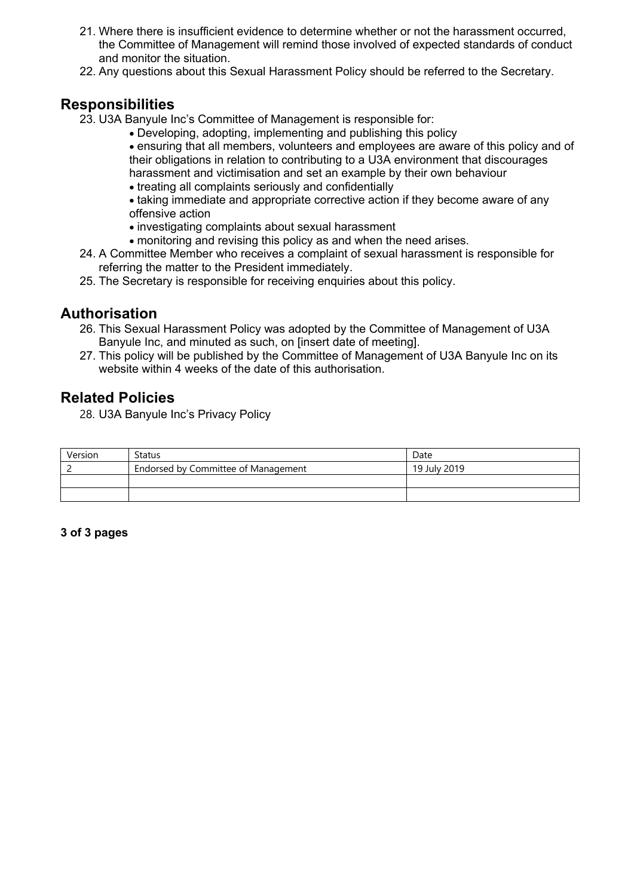21. Where there is insufficient evidence to determine whether or not the harassment occurred, the Committee of Management will remind those involved of expected standards of conduct and monitor the situation.
22. Any questions about this Sexual Harassment Policy should be referred to the Secretary.

## Responsibilities

23. U3A Banyule Inc's Committee of Management is responsible for:
    - Developing, adopting, implementing and publishing this policy
    - ensuring that all members, volunteers and employees are aware of this policy and of their obligations in relation to contributing to a U3A environment that discourages harassment and victimisation and set an example by their own behaviour
    - treating all complaints seriously and confidentially
    - taking immediate and appropriate corrective action if they become aware of any offensive action
    - investigating complaints about sexual harassment
    - monitoring and revising this policy as and when the need arises.
24. A Committee Member who receives a complaint of sexual harassment is responsible for referring the matter to the President immediately.
25. The Secretary is responsible for receiving enquiries about this policy.

## Authorisation

26. This Sexual Harassment Policy was adopted by the Committee of Management of U3A Banyule Inc, and minuted as such, on [insert date of meeting].
27. This policy will be published by the Committee of Management of U3A Banyule Inc on its website within 4 weeks of the date of this authorisation.

## Related Policies

28. U3A Banyule Inc's Privacy Policy

| Version | Status | Date |
| --- | --- | --- |
| 2 | Endorsed by Committee of Management | 19 July 2019 |
| | | |
| | | |